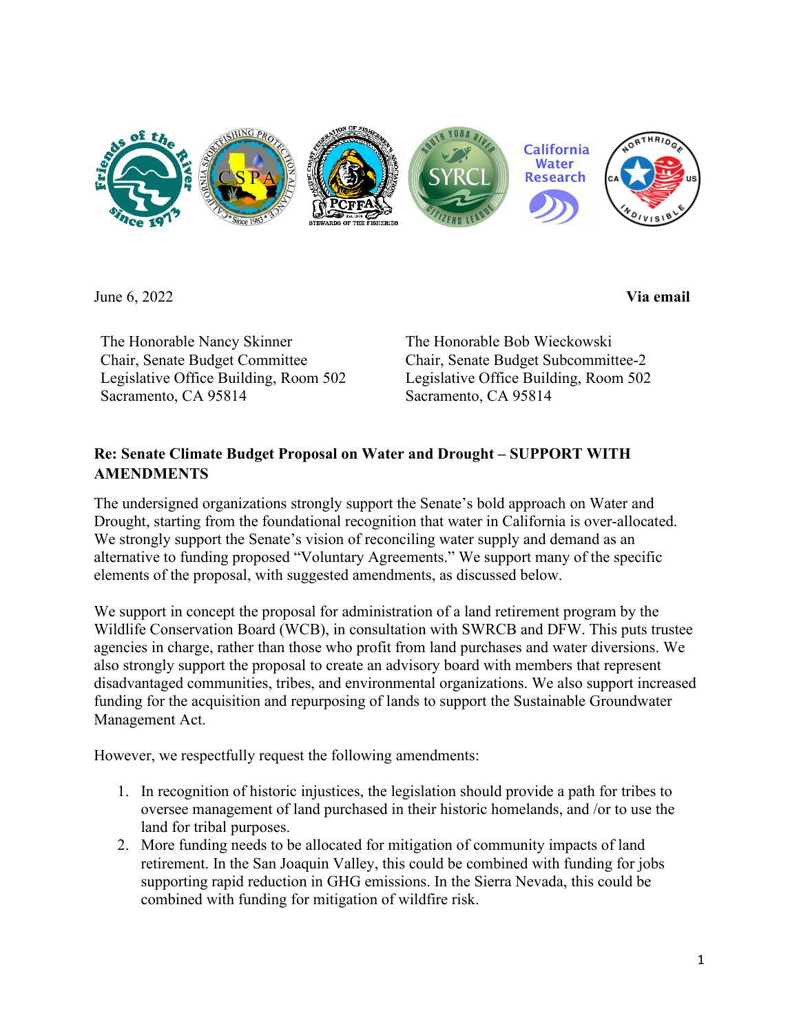June 6, 2022 **Via email**

The Honorable Nancy Skinner
Chair, Senate Budget Committee
Legislative Office Building, Room 502
Sacramento, CA 95814

The Honorable Bob Wieckowski
Chair, Senate Budget Subcommittee-2
Legislative Office Building, Room 502
Sacramento, CA 95814

**Re: Senate Climate Budget Proposal on Water and Drought – SUPPORT WITH AMENDMENTS**

The undersigned organizations strongly support the Senate's bold approach on Water and Drought, starting from the foundational recognition that water in California is over-allocated. We strongly support the Senate's vision of reconciling water supply and demand as an alternative to funding proposed "Voluntary Agreements." We support many of the specific elements of the proposal, with suggested amendments, as discussed below.

We support in concept the proposal for administration of a land retirement program by the Wildlife Conservation Board (WCB), in consultation with SWRCB and DFW. This puts trustee agencies in charge, rather than those who profit from land purchases and water diversions. We also strongly support the proposal to create an advisory board with members that represent disadvantaged communities, tribes, and environmental organizations. We also support increased funding for the acquisition and repurposing of lands to support the Sustainable Groundwater Management Act.

However, we respectfully request the following amendments:

1. In recognition of historic injustices, the legislation should provide a path for tribes to oversee management of land purchased in their historic homelands, and /or to use the land for tribal purposes.
2. More funding needs to be allocated for mitigation of community impacts of land retirement. In the San Joaquin Valley, this could be combined with funding for jobs supporting rapid reduction in GHG emissions. In the Sierra Nevada, this could be combined with funding for mitigation of wildfire risk.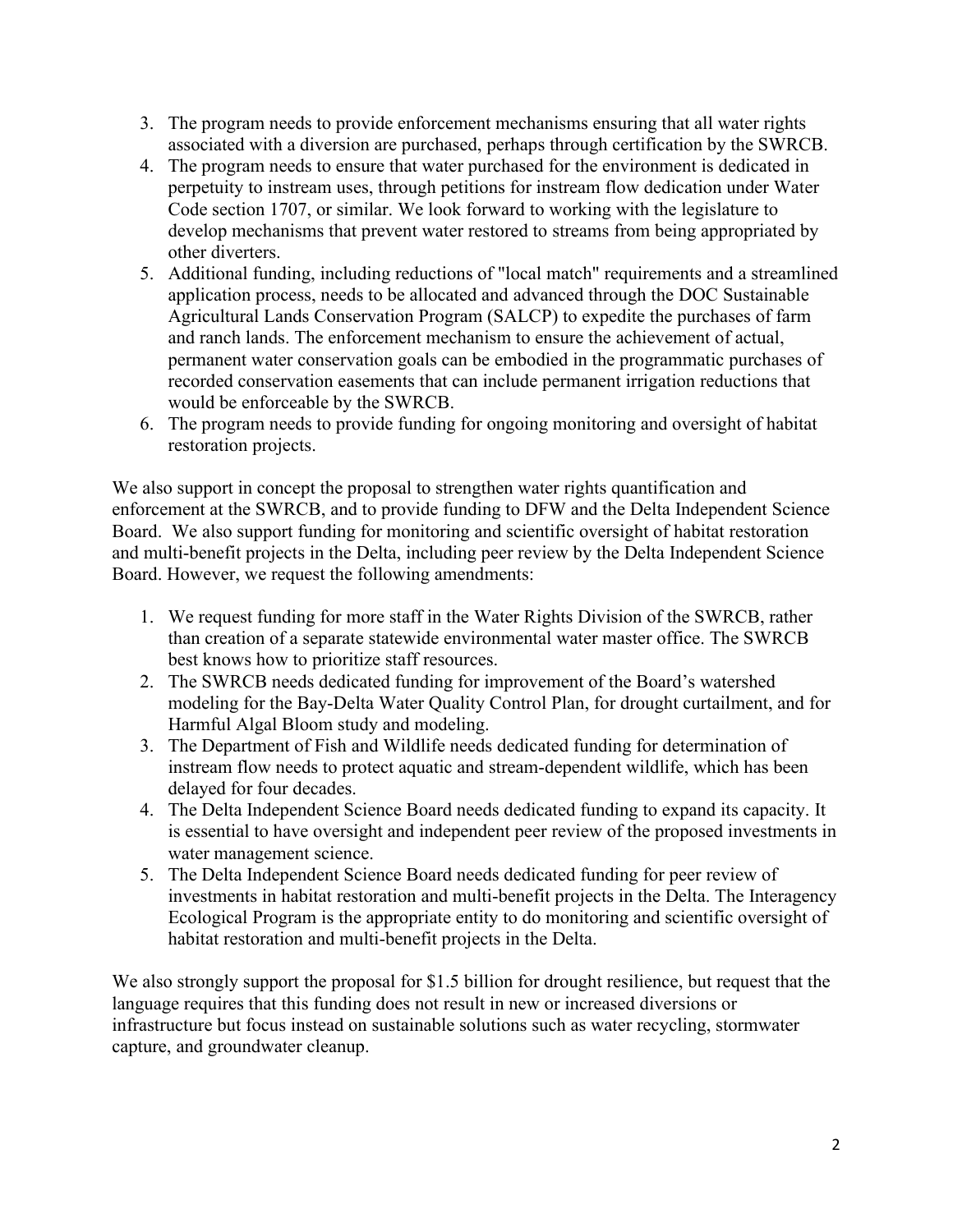3. The program needs to provide enforcement mechanisms ensuring that all water rights associated with a diversion are purchased, perhaps through certification by the SWRCB.
4. The program needs to ensure that water purchased for the environment is dedicated in perpetuity to instream uses, through petitions for instream flow dedication under Water Code section 1707, or similar. We look forward to working with the legislature to develop mechanisms that prevent water restored to streams from being appropriated by other diverters.
5. Additional funding, including reductions of "local match" requirements and a streamlined application process, needs to be allocated and advanced through the DOC Sustainable Agricultural Lands Conservation Program (SALCP) to expedite the purchases of farm and ranch lands. The enforcement mechanism to ensure the achievement of actual, permanent water conservation goals can be embodied in the programmatic purchases of recorded conservation easements that can include permanent irrigation reductions that would be enforceable by the SWRCB.
6. The program needs to provide funding for ongoing monitoring and oversight of habitat restoration projects.

We also support in concept the proposal to strengthen water rights quantification and enforcement at the SWRCB, and to provide funding to DFW and the Delta Independent Science Board. We also support funding for monitoring and scientific oversight of habitat restoration and multi-benefit projects in the Delta, including peer review by the Delta Independent Science Board. However, we request the following amendments:

1. We request funding for more staff in the Water Rights Division of the SWRCB, rather than creation of a separate statewide environmental water master office. The SWRCB best knows how to prioritize staff resources.
2. The SWRCB needs dedicated funding for improvement of the Board's watershed modeling for the Bay-Delta Water Quality Control Plan, for drought curtailment, and for Harmful Algal Bloom study and modeling.
3. The Department of Fish and Wildlife needs dedicated funding for determination of instream flow needs to protect aquatic and stream-dependent wildlife, which has been delayed for four decades.
4. The Delta Independent Science Board needs dedicated funding to expand its capacity. It is essential to have oversight and independent peer review of the proposed investments in water management science.
5. The Delta Independent Science Board needs dedicated funding for peer review of investments in habitat restoration and multi-benefit projects in the Delta. The Interagency Ecological Program is the appropriate entity to do monitoring and scientific oversight of habitat restoration and multi-benefit projects in the Delta.

We also strongly support the proposal for $1.5 billion for drought resilience, but request that the language requires that this funding does not result in new or increased diversions or infrastructure but focus instead on sustainable solutions such as water recycling, stormwater capture, and groundwater cleanup.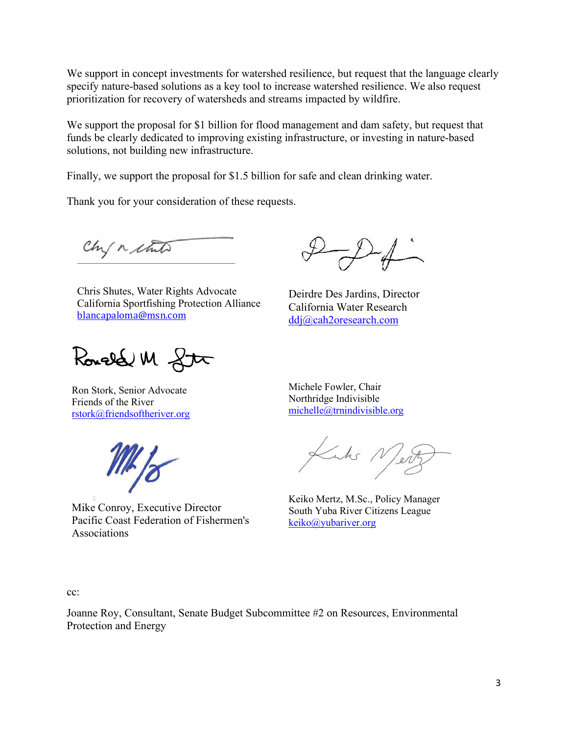We support in concept investments for watershed resilience, but request that the language clearly specify nature-based solutions as a key tool to increase watershed resilience. We also request prioritization for recovery of watersheds and streams impacted by wildfire.

We support the proposal for $1 billion for flood management and dam safety, but request that funds be clearly dedicated to improving existing infrastructure, or investing in nature-based solutions, not building new infrastructure.

Finally, we support the proposal for $1.5 billion for safe and clean drinking water.

Thank you for your consideration of these requests.

Chris Shutes, Water Rights Advocate
California Sportfishing Protection Alliance
blancapaloma@msn.com

Deirdre Des Jardins, Director
California Water Research
ddj@cah2oresearch.com

Ron Stork, Senior Advocate
Friends of the River
rstork@friendsoftheriver.org

Michele Fowler, Chair
Northridge Indivisible
michelle@trnindivisible.org

Mike Conroy, Executive Director
Pacific Coast Federation of Fishermen's Associations

Keiko Mertz, M.Sc., Policy Manager
South Yuba River Citizens League
keiko@yubariver.org

cc:

Joanne Roy, Consultant, Senate Budget Subcommittee #2 on Resources, Environmental Protection and Energy